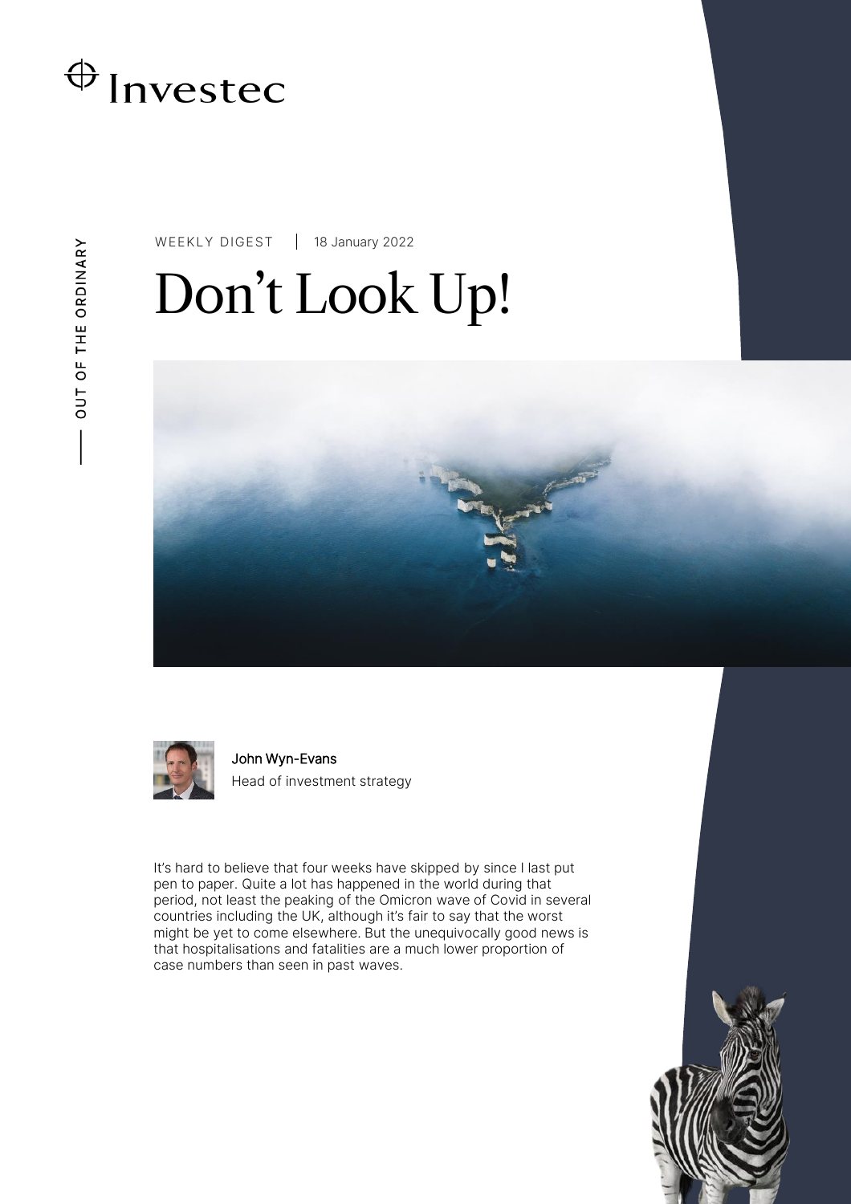Investec

OUT OF THE ORDINARY

WEEKLY DIGEST | 18 January 2022

# Don't Look Up!

John Wyn-Evans
Head of investment strategy

It's hard to believe that four weeks have skipped by since I last put pen to paper. Quite a lot has happened in the world during that period, not least the peaking of the Omicron wave of Covid in several countries including the UK, although it's fair to say that the worst might be yet to come elsewhere. But the unequivocally good news is that hospitalisations and fatalities are a much lower proportion of case numbers than seen in past waves.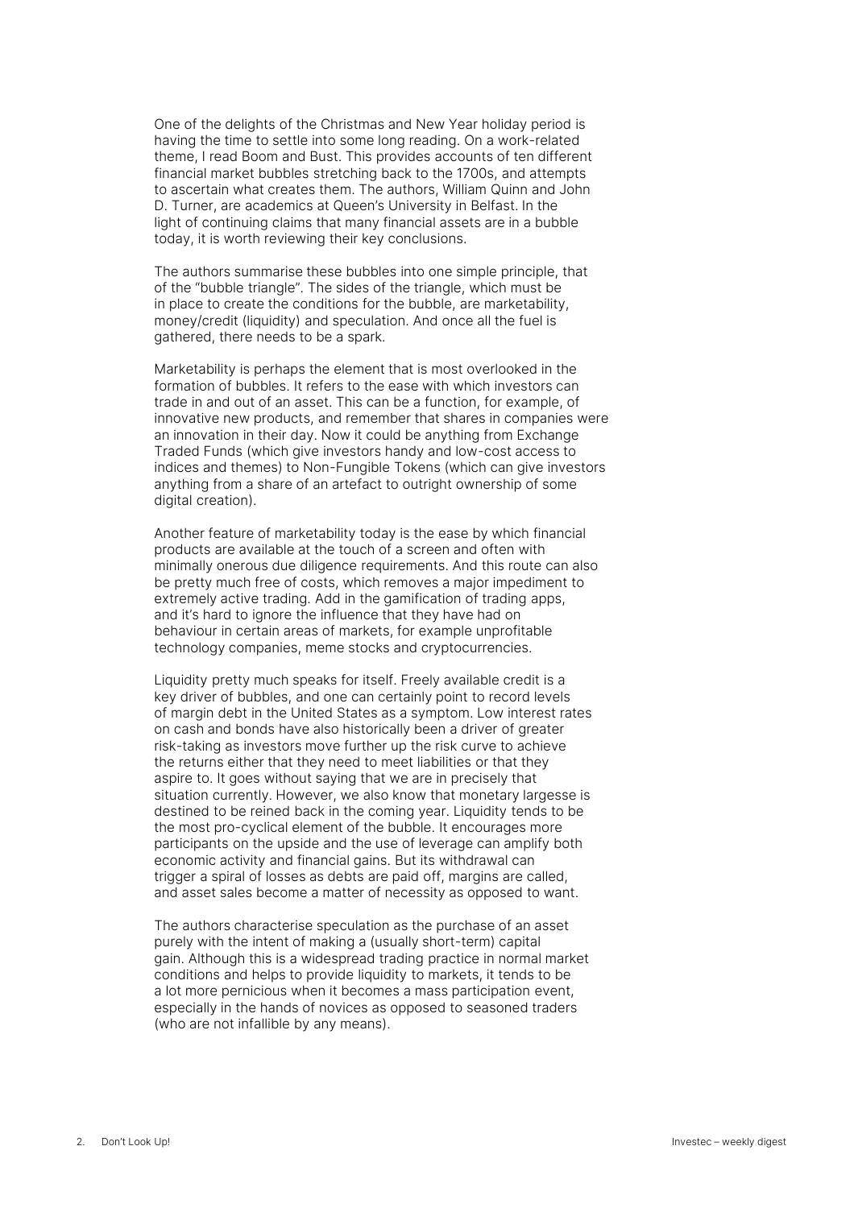One of the delights of the Christmas and New Year holiday period is having the time to settle into some long reading. On a work-related theme, I read Boom and Bust. This provides accounts of ten different financial market bubbles stretching back to the 1700s, and attempts to ascertain what creates them. The authors, William Quinn and John D. Turner, are academics at Queen's University in Belfast. In the light of continuing claims that many financial assets are in a bubble today, it is worth reviewing their key conclusions.

The authors summarise these bubbles into one simple principle, that of the "bubble triangle". The sides of the triangle, which must be in place to create the conditions for the bubble, are marketability, money/credit (liquidity) and speculation. And once all the fuel is gathered, there needs to be a spark.

Marketability is perhaps the element that is most overlooked in the formation of bubbles. It refers to the ease with which investors can trade in and out of an asset. This can be a function, for example, of innovative new products, and remember that shares in companies were an innovation in their day. Now it could be anything from Exchange Traded Funds (which give investors handy and low-cost access to indices and themes) to Non-Fungible Tokens (which can give investors anything from a share of an artefact to outright ownership of some digital creation).

Another feature of marketability today is the ease by which financial products are available at the touch of a screen and often with minimally onerous due diligence requirements. And this route can also be pretty much free of costs, which removes a major impediment to extremely active trading. Add in the gamification of trading apps, and it's hard to ignore the influence that they have had on behaviour in certain areas of markets, for example unprofitable technology companies, meme stocks and cryptocurrencies.

Liquidity pretty much speaks for itself. Freely available credit is a key driver of bubbles, and one can certainly point to record levels of margin debt in the United States as a symptom. Low interest rates on cash and bonds have also historically been a driver of greater risk-taking as investors move further up the risk curve to achieve the returns either that they need to meet liabilities or that they aspire to. It goes without saying that we are in precisely that situation currently. However, we also know that monetary largesse is destined to be reined back in the coming year. Liquidity tends to be the most pro-cyclical element of the bubble. It encourages more participants on the upside and the use of leverage can amplify both economic activity and financial gains. But its withdrawal can trigger a spiral of losses as debts are paid off, margins are called, and asset sales become a matter of necessity as opposed to want.

The authors characterise speculation as the purchase of an asset purely with the intent of making a (usually short-term) capital gain. Although this is a widespread trading practice in normal market conditions and helps to provide liquidity to markets, it tends to be a lot more pernicious when it becomes a mass participation event, especially in the hands of novices as opposed to seasoned traders (who are not infallible by any means).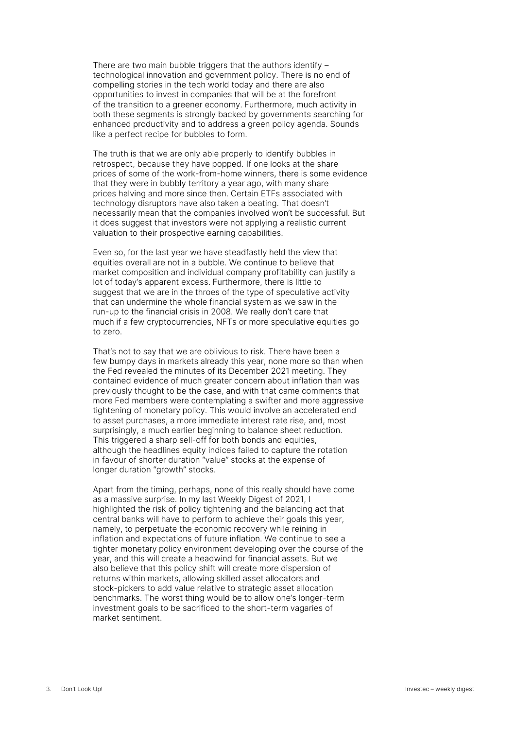There are two main bubble triggers that the authors identify – technological innovation and government policy. There is no end of compelling stories in the tech world today and there are also opportunities to invest in companies that will be at the forefront of the transition to a greener economy. Furthermore, much activity in both these segments is strongly backed by governments searching for enhanced productivity and to address a green policy agenda. Sounds like a perfect recipe for bubbles to form.

The truth is that we are only able properly to identify bubbles in retrospect, because they have popped. If one looks at the share prices of some of the work-from-home winners, there is some evidence that they were in bubbly territory a year ago, with many share prices halving and more since then. Certain ETFs associated with technology disruptors have also taken a beating. That doesn't necessarily mean that the companies involved won't be successful. But it does suggest that investors were not applying a realistic current valuation to their prospective earning capabilities.

Even so, for the last year we have steadfastly held the view that equities overall are not in a bubble. We continue to believe that market composition and individual company profitability can justify a lot of today's apparent excess. Furthermore, there is little to suggest that we are in the throes of the type of speculative activity that can undermine the whole financial system as we saw in the run-up to the financial crisis in 2008. We really don't care that much if a few cryptocurrencies, NFTs or more speculative equities go to zero.

That's not to say that we are oblivious to risk. There have been a few bumpy days in markets already this year, none more so than when the Fed revealed the minutes of its December 2021 meeting. They contained evidence of much greater concern about inflation than was previously thought to be the case, and with that came comments that more Fed members were contemplating a swifter and more aggressive tightening of monetary policy. This would involve an accelerated end to asset purchases, a more immediate interest rate rise, and, most surprisingly, a much earlier beginning to balance sheet reduction. This triggered a sharp sell-off for both bonds and equities, although the headlines equity indices failed to capture the rotation in favour of shorter duration "value" stocks at the expense of longer duration "growth" stocks.

Apart from the timing, perhaps, none of this really should have come as a massive surprise. In my last Weekly Digest of 2021, I highlighted the risk of policy tightening and the balancing act that central banks will have to perform to achieve their goals this year, namely, to perpetuate the economic recovery while reining in inflation and expectations of future inflation. We continue to see a tighter monetary policy environment developing over the course of the year, and this will create a headwind for financial assets. But we also believe that this policy shift will create more dispersion of returns within markets, allowing skilled asset allocators and stock-pickers to add value relative to strategic asset allocation benchmarks. The worst thing would be to allow one's longer-term investment goals to be sacrificed to the short-term vagaries of market sentiment.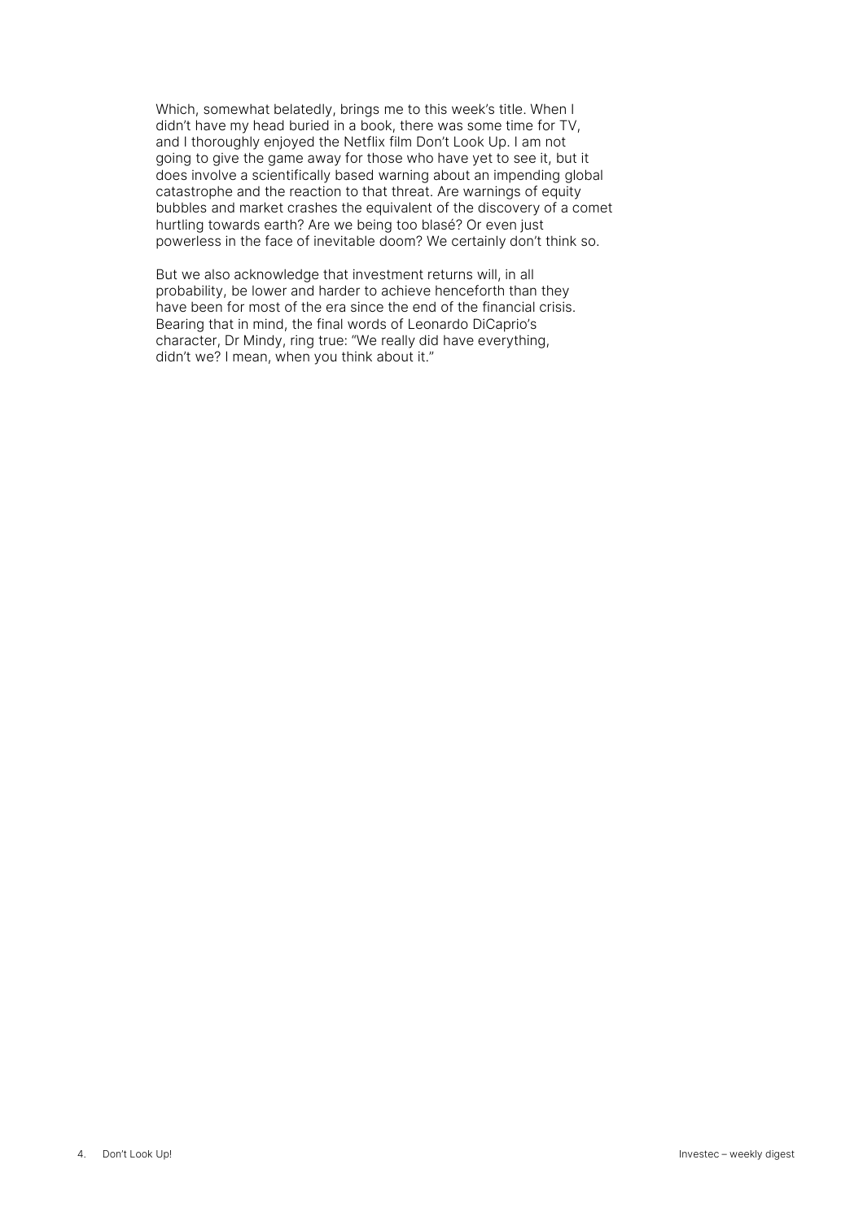Which, somewhat belatedly, brings me to this week's title. When I didn't have my head buried in a book, there was some time for TV, and I thoroughly enjoyed the Netflix film Don't Look Up. I am not going to give the game away for those who have yet to see it, but it does involve a scientifically based warning about an impending global catastrophe and the reaction to that threat. Are warnings of equity bubbles and market crashes the equivalent of the discovery of a comet hurtling towards earth? Are we being too blasé? Or even just powerless in the face of inevitable doom? We certainly don't think so.

But we also acknowledge that investment returns will, in all probability, be lower and harder to achieve henceforth than they have been for most of the era since the end of the financial crisis. Bearing that in mind, the final words of Leonardo DiCaprio's character, Dr Mindy, ring true: "We really did have everything, didn't we? I mean, when you think about it."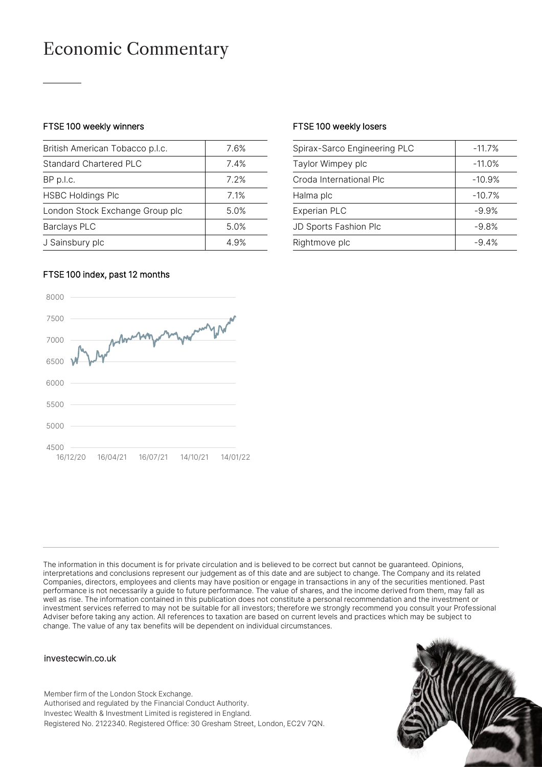# Economic Commentary

### FTSE 100 weekly winners

| | |
|---|---|
| British American Tobacco p.l.c. | 7.6% |
| Standard Chartered PLC | 7.4% |
| BP p.l.c. | 7.2% |
| HSBC Holdings Plc | 7.1% |
| London Stock Exchange Group plc | 5.0% |
| Barclays PLC | 5.0% |
| J Sainsbury plc | 4.9% |

### FTSE 100 weekly losers

| | |
|---|---|
| Spirax-Sarco Engineering PLC | -11.7% |
| Taylor Wimpey plc | -11.0% |
| Croda International Plc | -10.9% |
| Halma plc | -10.7% |
| Experian PLC | -9.9% |
| JD Sports Fashion Plc | -9.8% |
| Rightmove plc | -9.4% |

### FTSE 100 index, past 12 months

8000
7500
7000
6500
6000
5500
5000
4500
16/12/20
16/04/21
16/07/21
14/10/21
14/01/22

The information in this document is for private circulation and is believed to be correct but cannot be guaranteed. Opinions, interpretations and conclusions represent our judgement as of this date and are subject to change. The Company and its related Companies, directors, employees and clients may have position or engage in transactions in any of the securities mentioned. Past performance is not necessarily a guide to future performance. The value of shares, and the income derived from them, may fall as well as rise. The information contained in this publication does not constitute a personal recommendation and the investment or investment services referred to may not be suitable for all investors; therefore we strongly recommend you consult your Professional Adviser before taking any action. All references to taxation are based on current levels and practices which may be subject to change. The value of any tax benefits will be dependent on individual circumstances.

investecwin.co.uk

Member firm of the London Stock Exchange.
Authorised and regulated by the Financial Conduct Authority.
Investec Wealth & Investment Limited is registered in England.
Registered No. 2122340. Registered Office: 30 Gresham Street, London, EC2V 7QN.